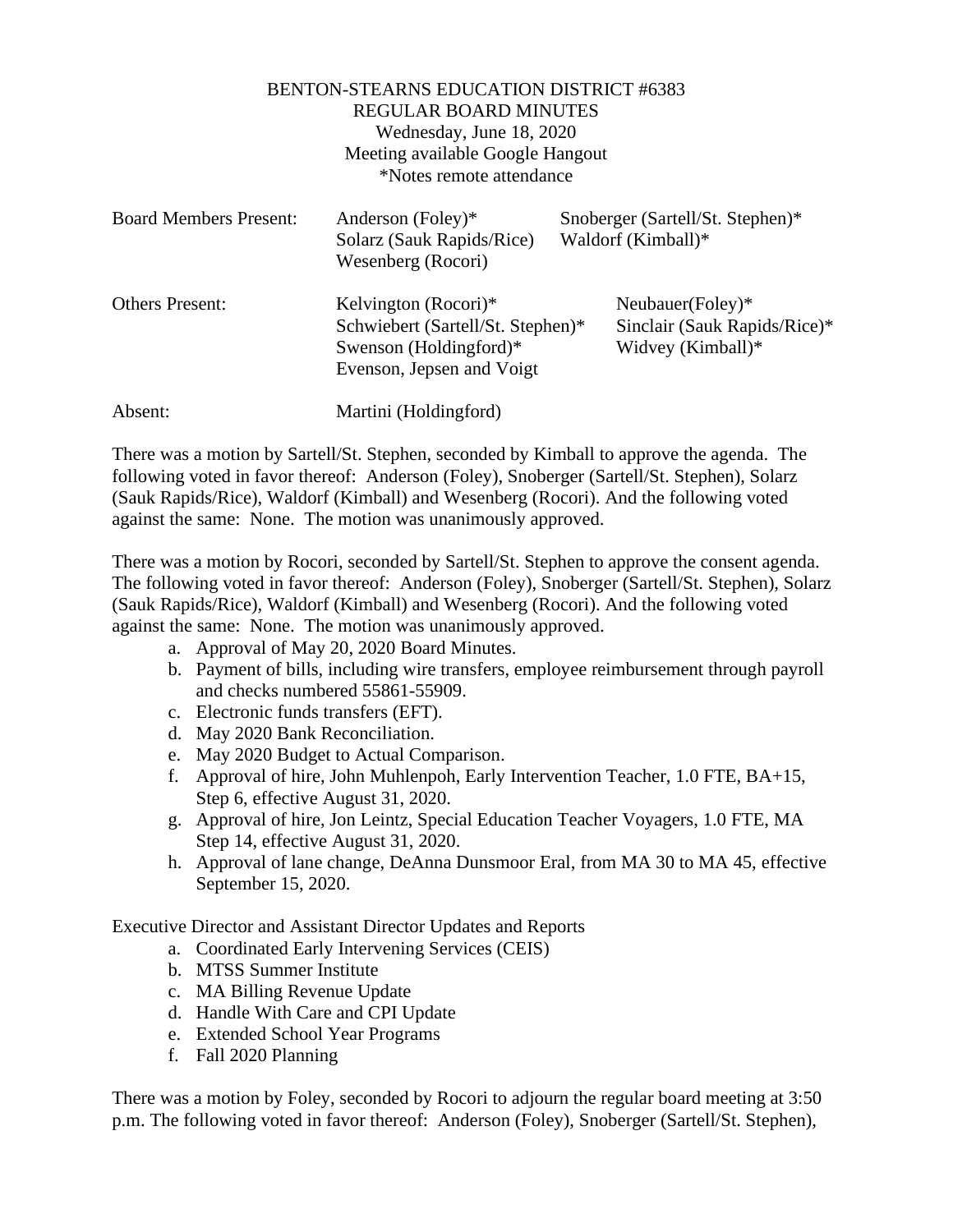BENTON-STEARNS EDUCATION DISTRICT #6383
REGULAR BOARD MINUTES
Wednesday, June 18, 2020
Meeting available Google Hangout
*Notes remote attendance

| | | |
|---|---|---|
| Board Members Present: | Anderson (Foley)*<br>Solarz (Sauk Rapids/Rice)<br>Wesenberg (Rocori) | Snoberger (Sartell/St. Stephen)*<br>Waldorf (Kimball)* |
| Others Present: | Kelvington (Rocori)*<br>Schwiebert (Sartell/St. Stephen)*<br>Swenson (Holdingford)*<br>Evenson, Jepsen and Voigt | Neubauer(Foley)*<br>Sinclair (Sauk Rapids/Rice)*<br>Widvey (Kimball)* |
| Absent: | Martini (Holdingford) | |

There was a motion by Sartell/St. Stephen, seconded by Kimball to approve the agenda. The following voted in favor thereof: Anderson (Foley), Snoberger (Sartell/St. Stephen), Solarz (Sauk Rapids/Rice), Waldorf (Kimball) and Wesenberg (Rocori). And the following voted against the same: None. The motion was unanimously approved.

There was a motion by Rocori, seconded by Sartell/St. Stephen to approve the consent agenda. The following voted in favor thereof: Anderson (Foley), Snoberger (Sartell/St. Stephen), Solarz (Sauk Rapids/Rice), Waldorf (Kimball) and Wesenberg (Rocori). And the following voted against the same: None. The motion was unanimously approved.

a. Approval of May 20, 2020 Board Minutes.
b. Payment of bills, including wire transfers, employee reimbursement through payroll and checks numbered 55861-55909.
c. Electronic funds transfers (EFT).
d. May 2020 Bank Reconciliation.
e. May 2020 Budget to Actual Comparison.
f. Approval of hire, John Muhlenpoh, Early Intervention Teacher, 1.0 FTE, BA+15, Step 6, effective August 31, 2020.
g. Approval of hire, Jon Leintz, Special Education Teacher Voyagers, 1.0 FTE, MA Step 14, effective August 31, 2020.
h. Approval of lane change, DeAnna Dunsmoor Eral, from MA 30 to MA 45, effective September 15, 2020.

Executive Director and Assistant Director Updates and Reports

a. Coordinated Early Intervening Services (CEIS)
b. MTSS Summer Institute
c. MA Billing Revenue Update
d. Handle With Care and CPI Update
e. Extended School Year Programs
f. Fall 2020 Planning

There was a motion by Foley, seconded by Rocori to adjourn the regular board meeting at 3:50 p.m. The following voted in favor thereof: Anderson (Foley), Snoberger (Sartell/St. Stephen),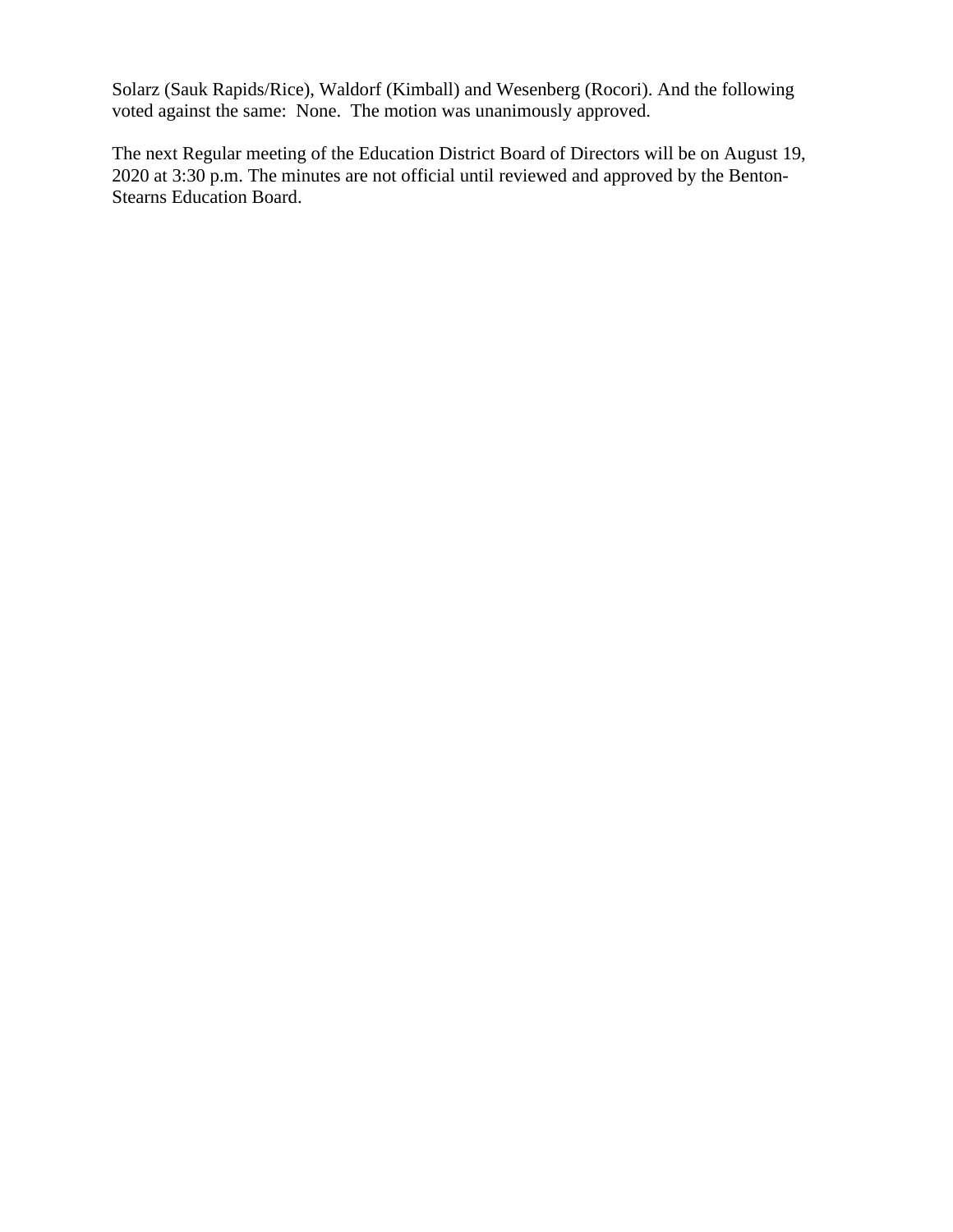Solarz (Sauk Rapids/Rice), Waldorf (Kimball) and Wesenberg (Rocori). And the following voted against the same: None. The motion was unanimously approved.

The next Regular meeting of the Education District Board of Directors will be on August 19, 2020 at 3:30 p.m. The minutes are not official until reviewed and approved by the Benton-Stearns Education Board.